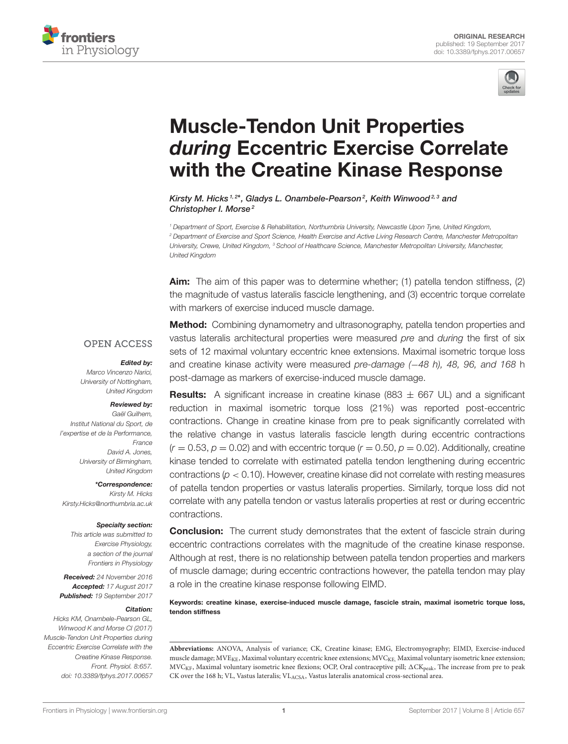ORIGINAL RESEARCH
published: 19 September 2017
doi: 10.3389/fphys.2017.00657

# Muscle-Tendon Unit Properties *during* Eccentric Exercise Correlate with the Creatine Kinase Response

*Kirsty M. Hicks[1,2]\*, Gladys L. Onambele-Pearson[2], Keith Winwood[2,3] and Christopher I. Morse[2]*

[1] Department of Sport, Exercise & Rehabilitation, Northumbria University, Newcastle Upon Tyne, United Kingdom, [2] Department of Exercise and Sport Science, Health Exercise and Active Living Research Centre, Manchester Metropolitan University, Crewe, United Kingdom, [3] School of Healthcare Science, Manchester Metropolitan University, Manchester, United Kingdom

**Aim:** The aim of this paper was to determine whether; (1) patella tendon stiffness, (2) the magnitude of vastus lateralis fascicle lengthening, and (3) eccentric torque correlate with markers of exercise induced muscle damage.

**Method:** Combining dynamometry and ultrasonography, patella tendon properties and vastus lateralis architectural properties were measured *pre* and *during* the first of six sets of 12 maximal voluntary eccentric knee extensions. Maximal isometric torque loss and creatine kinase activity were measured *pre-damage (−48 h), 48, 96, and 168* h post-damage as markers of exercise-induced muscle damage.

**Results:** A significant increase in creatine kinase (883 ± 667 UL) and a significant reduction in maximal isometric torque loss (21%) was reported post-eccentric contractions. Change in creatine kinase from pre to peak significantly correlated with the relative change in vastus lateralis fascicle length during eccentric contractions ($r = 0.53$, $p = 0.02$) and with eccentric torque ($r = 0.50$, $p = 0.02$). Additionally, creatine kinase tended to correlate with estimated patella tendon lengthening during eccentric contractions ($p < 0.10$). However, creatine kinase did not correlate with resting measures of patella tendon properties or vastus lateralis properties. Similarly, torque loss did not correlate with any patella tendon or vastus lateralis properties at rest or during eccentric contractions.

**Conclusion:** The current study demonstrates that the extent of fascicle strain during eccentric contractions correlates with the magnitude of the creatine kinase response. Although at rest, there is no relationship between patella tendon properties and markers of muscle damage; during eccentric contractions however, the patella tendon may play a role in the creatine kinase response following EIMD.

**Keywords: creatine kinase, exercise-induced muscle damage, fascicle strain, maximal isometric torque loss, tendon stiffness**

OPEN ACCESS

***Edited by:***
Marco Vincenzo Narici, University of Nottingham, United Kingdom

***Reviewed by:***
Gaël Guilhem, Institut National du Sport, de l'expertise et de la Performance, France
David A. Jones, University of Birmingham, United Kingdom

***\*Correspondence:***
Kirsty M. Hicks
Kirsty.Hicks@northumbria.ac.uk

***Specialty section:***
This article was submitted to Exercise Physiology, a section of the journal Frontiers in Physiology

***Received:*** 24 November 2016
***Accepted:*** 17 August 2017
***Published:*** 19 September 2017

***Citation:***
Hicks KM, Onambele-Pearson GL, Winwood K and Morse CI (2017) Muscle-Tendon Unit Properties during Eccentric Exercise Correlate with the Creatine Kinase Response. Front. Physiol. 8:657. doi: 10.3389/fphys.2017.00657

**Abbreviations:** ANOVA, Analysis of variance; CK, Creatine kinase; EMG, Electromyography; EIMD, Exercise-induced muscle damage; $MVE_{KE}$, Maximal voluntary eccentric knee extensions; $MVC_{KE}$, Maximal voluntary isometric knee extension; $MVC_{KF}$, Maximal voluntary isometric knee flexions; OCP, Oral contraceptive pill; $\Delta CK_{peak}$, The increase from pre to peak CK over the 168 h; VL, Vastus lateralis; $VL_{ACSA}$, Vastus lateralis anatomical cross-sectional area.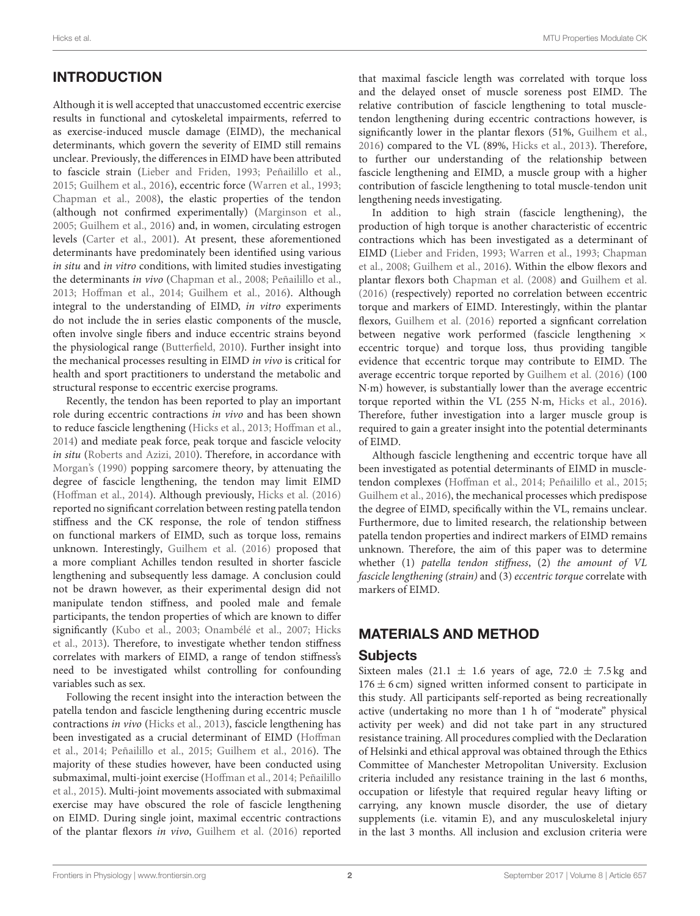## INTRODUCTION

Although it is well accepted that unaccustomed eccentric exercise results in functional and cytoskeletal impairments, referred to as exercise-induced muscle damage (EIMD), the mechanical determinants, which govern the severity of EIMD still remains unclear. Previously, the differences in EIMD have been attributed to fascicle strain (Lieber and Friden, 1993; Peñailillo et al., 2015; Guilhem et al., 2016), eccentric force (Warren et al., 1993; Chapman et al., 2008), the elastic properties of the tendon (although not confirmed experimentally) (Marginson et al., 2005; Guilhem et al., 2016) and, in women, circulating estrogen levels (Carter et al., 2001). At present, these aforementioned determinants have predominately been identified using various *in situ* and *in vitro* conditions, with limited studies investigating the determinants *in vivo* (Chapman et al., 2008; Peñailillo et al., 2013; Hoffman et al., 2014; Guilhem et al., 2016). Although integral to the understanding of EIMD, *in vitro* experiments do not include the in series elastic components of the muscle, often involve single fibers and induce eccentric strains beyond the physiological range (Butterfield, 2010). Further insight into the mechanical processes resulting in EIMD *in vivo* is critical for health and sport practitioners to understand the metabolic and structural response to eccentric exercise programs.

Recently, the tendon has been reported to play an important role during eccentric contractions *in vivo* and has been shown to reduce fascicle lengthening (Hicks et al., 2013; Hoffman et al., 2014) and mediate peak force, peak torque and fascicle velocity *in situ* (Roberts and Azizi, 2010). Therefore, in accordance with Morgan's (1990) popping sarcomere theory, by attenuating the degree of fascicle lengthening, the tendon may limit EIMD (Hoffman et al., 2014). Although previously, Hicks et al. (2016) reported no significant correlation between resting patella tendon stiffness and the CK response, the role of tendon stiffness on functional markers of EIMD, such as torque loss, remains unknown. Interestingly, Guilhem et al. (2016) proposed that a more compliant Achilles tendon resulted in shorter fascicle lengthening and subsequently less damage. A conclusion could not be drawn however, as their experimental design did not manipulate tendon stiffness, and pooled male and female participants, the tendon properties of which are known to differ significantly (Kubo et al., 2003; Onambélé et al., 2007; Hicks et al., 2013). Therefore, to investigate whether tendon stiffness correlates with markers of EIMD, a range of tendon stiffness's need to be investigated whilst controlling for confounding variables such as sex.

Following the recent insight into the interaction between the patella tendon and fascicle lengthening during eccentric muscle contractions *in vivo* (Hicks et al., 2013), fascicle lengthening has been investigated as a crucial determinant of EIMD (Hoffman et al., 2014; Peñailillo et al., 2015; Guilhem et al., 2016). The majority of these studies however, have been conducted using submaximal, multi-joint exercise (Hoffman et al., 2014; Peñailillo et al., 2015). Multi-joint movements associated with submaximal exercise may have obscured the role of fascicle lengthening on EIMD. During single joint, maximal eccentric contractions of the plantar flexors *in vivo*, Guilhem et al. (2016) reported that maximal fascicle length was correlated with torque loss and the delayed onset of muscle soreness post EIMD. The relative contribution of fascicle lengthening to total muscle-tendon lengthening during eccentric contractions however, is significantly lower in the plantar flexors (51%, Guilhem et al., 2016) compared to the VL (89%, Hicks et al., 2013). Therefore, to further our understanding of the relationship between fascicle lengthening and EIMD, a muscle group with a higher contribution of fascicle lengthening to total muscle-tendon unit lengthening needs investigating.

In addition to high strain (fascicle lengthening), the production of high torque is another characteristic of eccentric contractions which has been investigated as a determinant of EIMD (Lieber and Friden, 1993; Warren et al., 1993; Chapman et al., 2008; Guilhem et al., 2016). Within the elbow flexors and plantar flexors both Chapman et al. (2008) and Guilhem et al. (2016) (respectively) reported no correlation between eccentric torque and markers of EIMD. Interestingly, within the plantar flexors, Guilhem et al. (2016) reported a signficant correlation between negative work performed (fascicle lengthening × eccentric torque) and torque loss, thus providing tangible evidence that eccentric torque may contribute to EIMD. The average eccentric torque reported by Guilhem et al. (2016) (100 N·m) however, is substantially lower than the average eccentric torque reported within the VL (255 N·m, Hicks et al., 2016). Therefore, futher investigation into a larger muscle group is required to gain a greater insight into the potential determinants of EIMD.

Although fascicle lengthening and eccentric torque have all been investigated as potential determinants of EIMD in muscle-tendon complexes (Hoffman et al., 2014; Peñailillo et al., 2015; Guilhem et al., 2016), the mechanical processes which predispose the degree of EIMD, specifically within the VL, remains unclear. Furthermore, due to limited research, the relationship between patella tendon properties and indirect markers of EIMD remains unknown. Therefore, the aim of this paper was to determine whether (1) *patella tendon stiffness*, (2) *the amount of VL fascicle lengthening (strain)* and (3) *eccentric torque* correlate with markers of EIMD.

## MATERIALS AND METHOD

### Subjects

Sixteen males (21.1 ± 1.6 years of age, 72.0 ± 7.5 kg and 176 ± 6 cm) signed written informed consent to participate in this study. All participants self-reported as being recreationally active (undertaking no more than 1 h of "moderate" physical activity per week) and did not take part in any structured resistance training. All procedures complied with the Declaration of Helsinki and ethical approval was obtained through the Ethics Committee of Manchester Metropolitan University. Exclusion criteria included any resistance training in the last 6 months, occupation or lifestyle that required regular heavy lifting or carrying, any known muscle disorder, the use of dietary supplements (i.e. vitamin E), and any musculoskeletal injury in the last 3 months. All inclusion and exclusion criteria were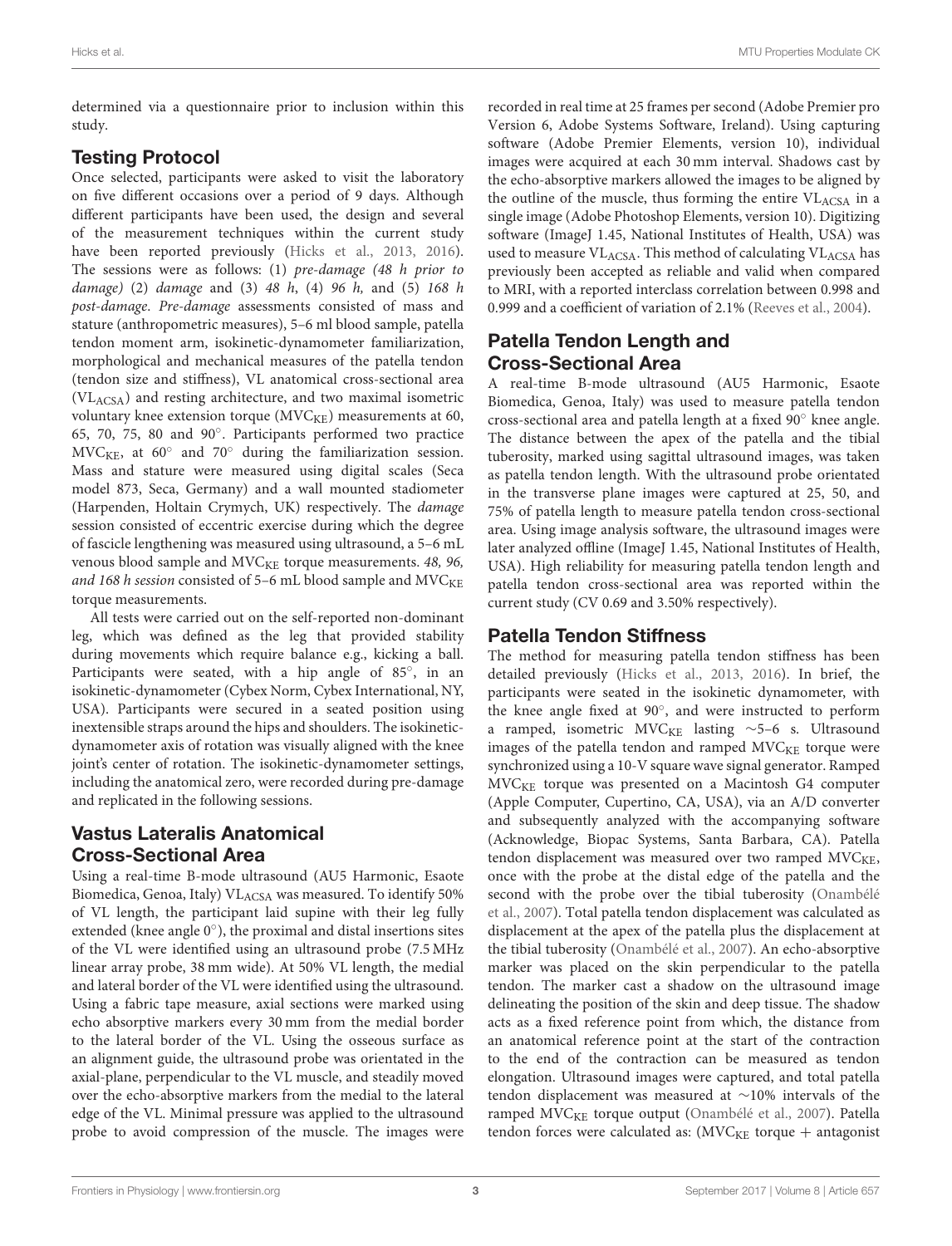determined via a questionnaire prior to inclusion within this study.

## Testing Protocol

Once selected, participants were asked to visit the laboratory on five different occasions over a period of 9 days. Although different participants have been used, the design and several of the measurement techniques within the current study have been reported previously (Hicks et al., 2013, 2016). The sessions were as follows: (1) *pre-damage (48 h prior to damage)* (2) *damage* and (3) *48 h*, (4) *96 h,* and (5) *168 h post-damage*. *Pre-damage* assessments consisted of mass and stature (anthropometric measures), 5–6 ml blood sample, patella tendon moment arm, isokinetic-dynamometer familiarization, morphological and mechanical measures of the patella tendon (tendon size and stiffness), VL anatomical cross-sectional area ($VL_{ACSA}$) and resting architecture, and two maximal isometric voluntary knee extension torque ($MVC_{KE}$) measurements at 60, 65, 70, 75, 80 and 90°. Participants performed two practice $MVC_{KE}$, at 60° and 70° during the familiarization session. Mass and stature were measured using digital scales (Seca model 873, Seca, Germany) and a wall mounted stadiometer (Harpenden, Holtain Crymych, UK) respectively. The *damage* session consisted of eccentric exercise during which the degree of fascicle lengthening was measured using ultrasound, a 5–6 mL venous blood sample and $MVC_{KE}$ torque measurements. *48, 96, and 168 h session* consisted of 5–6 mL blood sample and $MVC_{KE}$ torque measurements.

All tests were carried out on the self-reported non-dominant leg, which was defined as the leg that provided stability during movements which require balance e.g., kicking a ball. Participants were seated, with a hip angle of 85°, in an isokinetic-dynamometer (Cybex Norm, Cybex International, NY, USA). Participants were secured in a seated position using inextensible straps around the hips and shoulders. The isokinetic-dynamometer axis of rotation was visually aligned with the knee joint's center of rotation. The isokinetic-dynamometer settings, including the anatomical zero, were recorded during pre-damage and replicated in the following sessions.

## Vastus Lateralis Anatomical Cross-Sectional Area

Using a real-time B-mode ultrasound (AU5 Harmonic, Esaote Biomedica, Genoa, Italy) $VL_{ACSA}$ was measured. To identify 50% of VL length, the participant laid supine with their leg fully extended (knee angle 0°), the proximal and distal insertions sites of the VL were identified using an ultrasound probe (7.5 MHz linear array probe, 38 mm wide). At 50% VL length, the medial and lateral border of the VL were identified using the ultrasound. Using a fabric tape measure, axial sections were marked using echo absorptive markers every 30 mm from the medial border to the lateral border of the VL. Using the osseous surface as an alignment guide, the ultrasound probe was orientated in the axial-plane, perpendicular to the VL muscle, and steadily moved over the echo-absorptive markers from the medial to the lateral edge of the VL. Minimal pressure was applied to the ultrasound probe to avoid compression of the muscle. The images were recorded in real time at 25 frames per second (Adobe Premier pro Version 6, Adobe Systems Software, Ireland). Using capturing software (Adobe Premier Elements, version 10), individual images were acquired at each 30 mm interval. Shadows cast by the echo-absorptive markers allowed the images to be aligned by the outline of the muscle, thus forming the entire $VL_{ACSA}$ in a single image (Adobe Photoshop Elements, version 10). Digitizing software (ImageJ 1.45, National Institutes of Health, USA) was used to measure $VL_{ACSA}$. This method of calculating $VL_{ACSA}$ has previously been accepted as reliable and valid when compared to MRI, with a reported interclass correlation between 0.998 and 0.999 and a coefficient of variation of 2.1% (Reeves et al., 2004).

## Patella Tendon Length and Cross-Sectional Area

A real-time B-mode ultrasound (AU5 Harmonic, Esaote Biomedica, Genoa, Italy) was used to measure patella tendon cross-sectional area and patella length at a fixed 90° knee angle. The distance between the apex of the patella and the tibial tuberosity, marked using sagittal ultrasound images, was taken as patella tendon length. With the ultrasound probe orientated in the transverse plane images were captured at 25, 50, and 75% of patella length to measure patella tendon cross-sectional area. Using image analysis software, the ultrasound images were later analyzed offline (ImageJ 1.45, National Institutes of Health, USA). High reliability for measuring patella tendon length and patella tendon cross-sectional area was reported within the current study (CV 0.69 and 3.50% respectively).

## Patella Tendon Stiffness

The method for measuring patella tendon stiffness has been detailed previously (Hicks et al., 2013, 2016). In brief, the participants were seated in the isokinetic dynamometer, with the knee angle fixed at 90°, and were instructed to perform a ramped, isometric $MVC_{KE}$ lasting ∼5–6 s. Ultrasound images of the patella tendon and ramped $MVC_{KE}$ torque were synchronized using a 10-V square wave signal generator. Ramped $MVC_{KE}$ torque was presented on a Macintosh G4 computer (Apple Computer, Cupertino, CA, USA), via an A/D converter and subsequently analyzed with the accompanying software (Acknowledge, Biopac Systems, Santa Barbara, CA). Patella tendon displacement was measured over two ramped $MVC_{KE}$, once with the probe at the distal edge of the patella and the second with the probe over the tibial tuberosity (Onambélé et al., 2007). Total patella tendon displacement was calculated as displacement at the apex of the patella plus the displacement at the tibial tuberosity (Onambélé et al., 2007). An echo-absorptive marker was placed on the skin perpendicular to the patella tendon. The marker cast a shadow on the ultrasound image delineating the position of the skin and deep tissue. The shadow acts as a fixed reference point from which, the distance from an anatomical reference point at the start of the contraction to the end of the contraction can be measured as tendon elongation. Ultrasound images were captured, and total patella tendon displacement was measured at ∼10% intervals of the ramped $MVC_{KE}$ torque output (Onambélé et al., 2007). Patella tendon forces were calculated as: ($MVC_{KE}$ torque + antagonist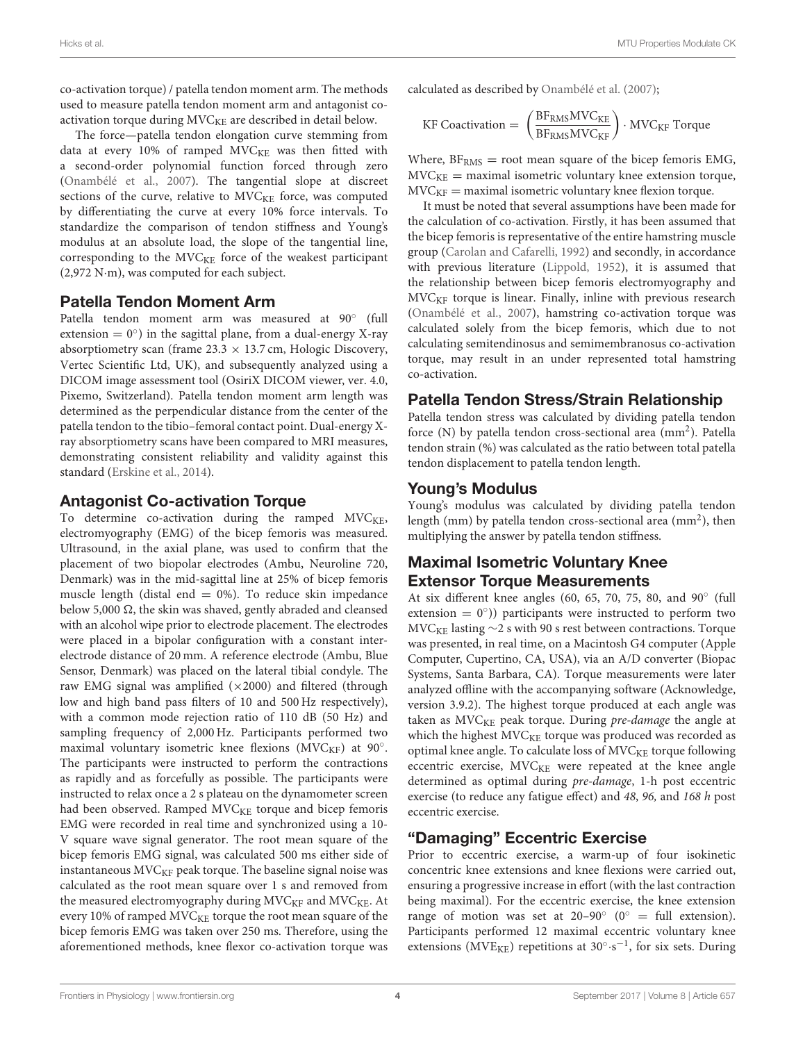co-activation torque) / patella tendon moment arm. The methods used to measure patella tendon moment arm and antagonist co-activation torque during $MVC_{KE}$ are described in detail below.

The force—patella tendon elongation curve stemming from data at every 10% of ramped $MVC_{KE}$ was then fitted with a second-order polynomial function forced through zero (Onambélé et al., 2007). The tangential slope at discreet sections of the curve, relative to $MVC_{KE}$ force, was computed by differentiating the curve at every 10% force intervals. To standardize the comparison of tendon stiffness and Young's modulus at an absolute load, the slope of the tangential line, corresponding to the $MVC_{KE}$ force of the weakest participant (2,972 N·m), was computed for each subject.

## Patella Tendon Moment Arm

Patella tendon moment arm was measured at 90° (full extension = 0°) in the sagittal plane, from a dual-energy X-ray absorptiometry scan (frame 23.3 × 13.7 cm, Hologic Discovery, Vertec Scientific Ltd, UK), and subsequently analyzed using a DICOM image assessment tool (OsiriX DICOM viewer, ver. 4.0, Pixemo, Switzerland). Patella tendon moment arm length was determined as the perpendicular distance from the center of the patella tendon to the tibio–femoral contact point. Dual-energy X-ray absorptiometry scans have been compared to MRI measures, demonstrating consistent reliability and validity against this standard (Erskine et al., 2014).

## Antagonist Co-activation Torque

To determine co-activation during the ramped $MVC_{KE}$, electromyography (EMG) of the bicep femoris was measured. Ultrasound, in the axial plane, was used to confirm that the placement of two biopolar electrodes (Ambu, Neuroline 720, Denmark) was in the mid-sagittal line at 25% of bicep femoris muscle length (distal end = 0%). To reduce skin impedance below 5,000 Ω, the skin was shaved, gently abraded and cleansed with an alcohol wipe prior to electrode placement. The electrodes were placed in a bipolar configuration with a constant inter-electrode distance of 20 mm. A reference electrode (Ambu, Blue Sensor, Denmark) was placed on the lateral tibial condyle. The raw EMG signal was amplified (×2000) and filtered (through low and high band pass filters of 10 and 500 Hz respectively), with a common mode rejection ratio of 110 dB (50 Hz) and sampling frequency of 2,000 Hz. Participants performed two maximal voluntary isometric knee flexions ($MVC_{KF}$) at 90°. The participants were instructed to perform the contractions as rapidly and as forcefully as possible. The participants were instructed to relax once a 2 s plateau on the dynamometer screen had been observed. Ramped $MVC_{KE}$ torque and bicep femoris EMG were recorded in real time and synchronized using a 10-V square wave signal generator. The root mean square of the bicep femoris EMG signal, was calculated 500 ms either side of instantaneous $MVC_{KF}$ peak torque. The baseline signal noise was calculated as the root mean square over 1 s and removed from the measured electromyography during $MVC_{KF}$ and $MVC_{KE}$. At every 10% of ramped $MVC_{KE}$ torque the root mean square of the bicep femoris EMG was taken over 250 ms. Therefore, using the aforementioned methods, knee flexor co-activation torque was calculated as described by Onambélé et al. (2007);

$$\text{KF Coactivation} = \left(\frac{BF_{RMS}MVC_{KE}}{BF_{RMS}MVC_{KF}}\right) \cdot MVC_{KF}\ \text{Torque}$$

Where, $BF_{RMS}$ = root mean square of the bicep femoris EMG, $MVC_{KE}$ = maximal isometric voluntary knee extension torque, $MVC_{KF}$ = maximal isometric voluntary knee flexion torque.

It must be noted that several assumptions have been made for the calculation of co-activation. Firstly, it has been assumed that the bicep femoris is representative of the entire hamstring muscle group (Carolan and Cafarelli, 1992) and secondly, in accordance with previous literature (Lippold, 1952), it is assumed that the relationship between bicep femoris electromyography and $MVC_{KF}$ torque is linear. Finally, inline with previous research (Onambélé et al., 2007), hamstring co-activation torque was calculated solely from the bicep femoris, which due to not calculating semitendinosus and semimembranosus co-activation torque, may result in an under represented total hamstring co-activation.

## Patella Tendon Stress/Strain Relationship

Patella tendon stress was calculated by dividing patella tendon force (N) by patella tendon cross-sectional area (mm$^2$). Patella tendon strain (%) was calculated as the ratio between total patella tendon displacement to patella tendon length.

## Young's Modulus

Young's modulus was calculated by dividing patella tendon length (mm) by patella tendon cross-sectional area (mm$^2$), then multiplying the answer by patella tendon stiffness.

## Maximal Isometric Voluntary Knee Extensor Torque Measurements

At six different knee angles (60, 65, 70, 75, 80, and 90° (full extension = 0°)) participants were instructed to perform two $MVC_{KE}$ lasting ~2 s with 90 s rest between contractions. Torque was presented, in real time, on a Macintosh G4 computer (Apple Computer, Cupertino, CA, USA), via an A/D converter (Biopac Systems, Santa Barbara, CA). Torque measurements were later analyzed offline with the accompanying software (Acknowledge, version 3.9.2). The highest torque produced at each angle was taken as $MVC_{KE}$ peak torque. During *pre-damage* the angle at which the highest $MVC_{KE}$ torque was produced was recorded as optimal knee angle. To calculate loss of $MVC_{KE}$ torque following eccentric exercise, $MVC_{KE}$ were repeated at the knee angle determined as optimal during *pre-damage*, 1-h post eccentric exercise (to reduce any fatigue effect) and *48*, *96,* and *168 h* post eccentric exercise.

## "Damaging" Eccentric Exercise

Prior to eccentric exercise, a warm-up of four isokinetic concentric knee extensions and knee flexions were carried out, ensuring a progressive increase in effort (with the last contraction being maximal). For the eccentric exercise, the knee extension range of motion was set at 20–90° (0° = full extension). Participants performed 12 maximal eccentric voluntary knee extensions ($MVE_{KE}$) repetitions at 30°·s$^{-1}$, for six sets. During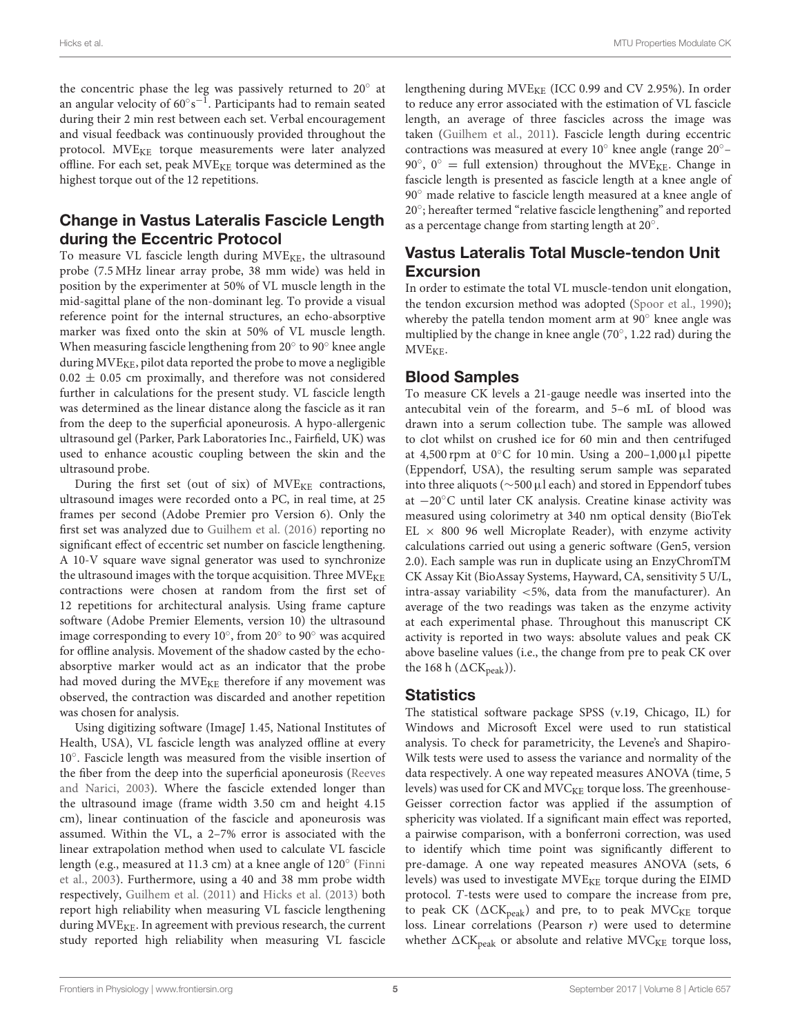the concentric phase the leg was passively returned to 20° at an angular velocity of $60^{\circ}s^{-1}$. Participants had to remain seated during their 2 min rest between each set. Verbal encouragement and visual feedback was continuously provided throughout the protocol. $MVE_{KE}$ torque measurements were later analyzed offline. For each set, peak $MVE_{KE}$ torque was determined as the highest torque out of the 12 repetitions.

## Change in Vastus Lateralis Fascicle Length during the Eccentric Protocol

To measure VL fascicle length during $MVE_{KE}$, the ultrasound probe (7.5 MHz linear array probe, 38 mm wide) was held in position by the experimenter at 50% of VL muscle length in the mid-sagittal plane of the non-dominant leg. To provide a visual reference point for the internal structures, an echo-absorptive marker was fixed onto the skin at 50% of VL muscle length. When measuring fascicle lengthening from 20° to 90° knee angle during $MVE_{KE}$, pilot data reported the probe to move a negligible $0.02 \pm 0.05$ cm proximally, and therefore was not considered further in calculations for the present study. VL fascicle length was determined as the linear distance along the fascicle as it ran from the deep to the superficial aponeurosis. A hypo-allergenic ultrasound gel (Parker, Park Laboratories Inc., Fairfield, UK) was used to enhance acoustic coupling between the skin and the ultrasound probe.

During the first set (out of six) of $MVE_{KE}$ contractions, ultrasound images were recorded onto a PC, in real time, at 25 frames per second (Adobe Premier pro Version 6). Only the first set was analyzed due to Guilhem et al. (2016) reporting no significant effect of eccentric set number on fascicle lengthening. A 10-V square wave signal generator was used to synchronize the ultrasound images with the torque acquisition. Three $MVE_{KE}$ contractions were chosen at random from the first set of 12 repetitions for architectural analysis. Using frame capture software (Adobe Premier Elements, version 10) the ultrasound image corresponding to every 10°, from 20° to 90° was acquired for offline analysis. Movement of the shadow casted by the echo-absorptive marker would act as an indicator that the probe had moved during the $MVE_{KE}$ therefore if any movement was observed, the contraction was discarded and another repetition was chosen for analysis.

Using digitizing software (ImageJ 1.45, National Institutes of Health, USA), VL fascicle length was analyzed offline at every 10°. Fascicle length was measured from the visible insertion of the fiber from the deep into the superficial aponeurosis (Reeves and Narici, 2003). Where the fascicle extended longer than the ultrasound image (frame width 3.50 cm and height 4.15 cm), linear continuation of the fascicle and aponeurosis was assumed. Within the VL, a 2–7% error is associated with the linear extrapolation method when used to calculate VL fascicle length (e.g., measured at 11.3 cm) at a knee angle of 120° (Finni et al., 2003). Furthermore, using a 40 and 38 mm probe width respectively, Guilhem et al. (2011) and Hicks et al. (2013) both report high reliability when measuring VL fascicle lengthening during $MVE_{KE}$. In agreement with previous research, the current study reported high reliability when measuring VL fascicle lengthening during $MVE_{KE}$ (ICC 0.99 and CV 2.95%). In order to reduce any error associated with the estimation of VL fascicle length, an average of three fascicles across the image was taken (Guilhem et al., 2011). Fascicle length during eccentric contractions was measured at every 10° knee angle (range 20°–90°, 0° = full extension) throughout the $MVE_{KE}$. Change in fascicle length is presented as fascicle length at a knee angle of 90° made relative to fascicle length measured at a knee angle of 20°; hereafter termed "relative fascicle lengthening" and reported as a percentage change from starting length at 20°.

## Vastus Lateralis Total Muscle-tendon Unit Excursion

In order to estimate the total VL muscle-tendon unit elongation, the tendon excursion method was adopted (Spoor et al., 1990); whereby the patella tendon moment arm at 90° knee angle was multiplied by the change in knee angle (70°, 1.22 rad) during the $MVE_{KE}$.

## Blood Samples

To measure CK levels a 21-gauge needle was inserted into the antecubital vein of the forearm, and 5–6 mL of blood was drawn into a serum collection tube. The sample was allowed to clot whilst on crushed ice for 60 min and then centrifuged at 4,500 rpm at 0°C for 10 min. Using a 200–1,000 µl pipette (Eppendorf, USA), the resulting serum sample was separated into three aliquots (~500 µl each) and stored in Eppendorf tubes at −20°C until later CK analysis. Creatine kinase activity was measured using colorimetry at 340 nm optical density (BioTek EL × 800 96 well Microplate Reader), with enzyme activity calculations carried out using a generic software (Gen5, version 2.0). Each sample was run in duplicate using an EnzyChromTM CK Assay Kit (BioAssay Systems, Hayward, CA, sensitivity 5 U/L, intra-assay variability <5%, data from the manufacturer). An average of the two readings was taken as the enzyme activity at each experimental phase. Throughout this manuscript CK activity is reported in two ways: absolute values and peak CK above baseline values (i.e., the change from pre to peak CK over the 168 h ($\Delta CK_{peak}$)).

## Statistics

The statistical software package SPSS (v.19, Chicago, IL) for Windows and Microsoft Excel were used to run statistical analysis. To check for parametricity, the Levene's and Shapiro-Wilk tests were used to assess the variance and normality of the data respectively. A one way repeated measures ANOVA (time, 5 levels) was used for CK and $MVC_{KE}$ torque loss. The greenhouse-Geisser correction factor was applied if the assumption of sphericity was violated. If a significant main effect was reported, a pairwise comparison, with a bonferroni correction, was used to identify which time point was significantly different to pre-damage. A one way repeated measures ANOVA (sets, 6 levels) was used to investigate $MVE_{KE}$ torque during the EIMD protocol. *T*-tests were used to compare the increase from pre, to peak CK ($\Delta CK_{peak}$) and pre, to to peak $MVC_{KE}$ torque loss. Linear correlations (Pearson *r*) were used to determine whether $\Delta CK_{peak}$ or absolute and relative $MVC_{KE}$ torque loss,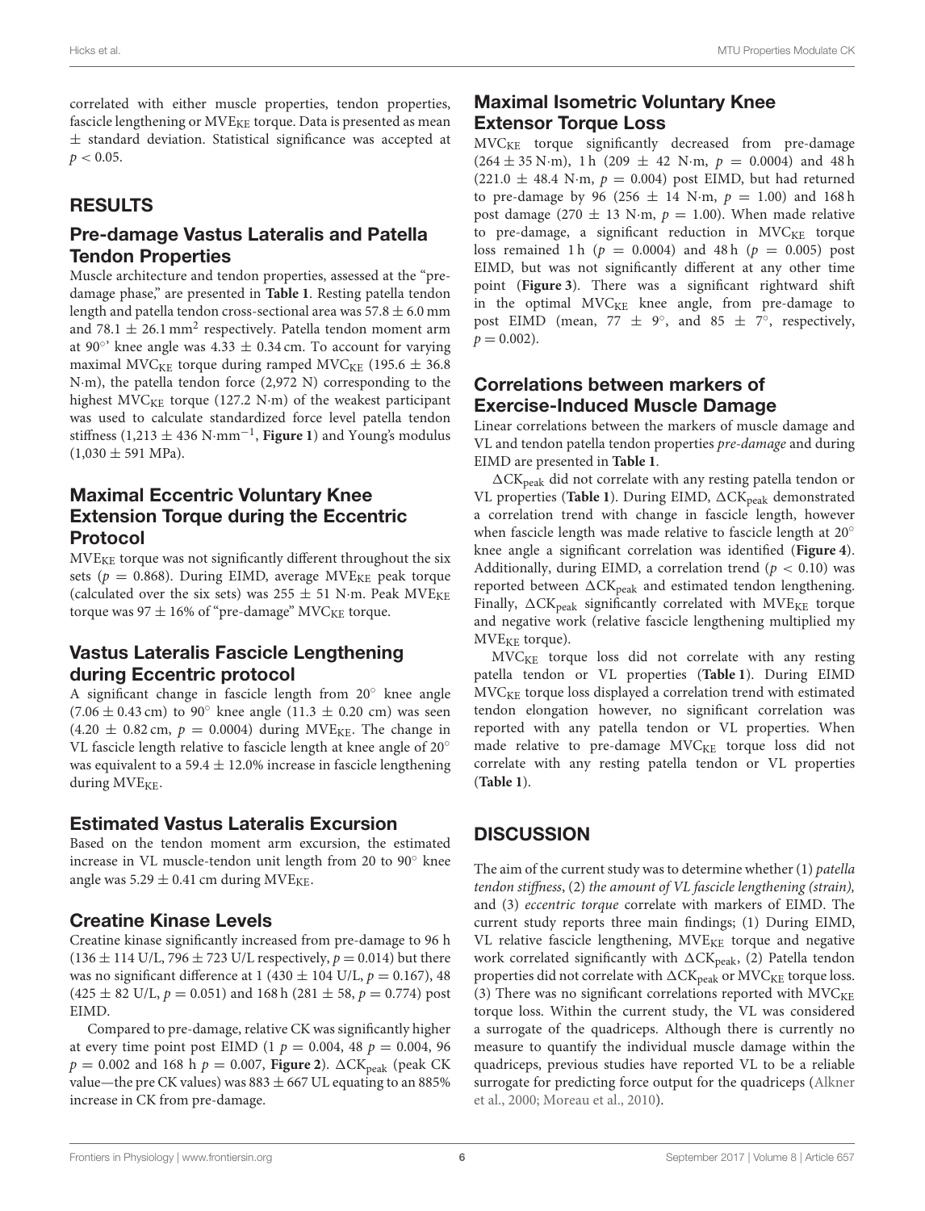correlated with either muscle properties, tendon properties, fascicle lengthening or $MVE_{KE}$ torque. Data is presented as mean ± standard deviation. Statistical significance was accepted at $p < 0.05$.

## RESULTS

### Pre-damage Vastus Lateralis and Patella Tendon Properties

Muscle architecture and tendon properties, assessed at the "pre-damage phase," are presented in **Table 1**. Resting patella tendon length and patella tendon cross-sectional area was 57.8 ± 6.0 mm and 78.1 ± 26.1 $mm^2$ respectively. Patella tendon moment arm at 90°' knee angle was 4.33 ± 0.34 cm. To account for varying maximal $MVC_{KE}$ torque during ramped $MVC_{KE}$ (195.6 ± 36.8 N·m), the patella tendon force (2,972 N) corresponding to the highest $MVC_{KE}$ torque (127.2 N·m) of the weakest participant was used to calculate standardized force level patella tendon stiffness (1,213 ± 436 N·$mm^{-1}$, **Figure 1**) and Young's modulus (1,030 ± 591 MPa).

### Maximal Eccentric Voluntary Knee Extension Torque during the Eccentric Protocol

$MVE_{KE}$ torque was not significantly different throughout the six sets ($p = 0.868$). During EIMD, average $MVE_{KE}$ peak torque (calculated over the six sets) was 255 ± 51 N·m. Peak $MVE_{KE}$ torque was 97 ± 16% of "pre-damage" $MVC_{KE}$ torque.

### Vastus Lateralis Fascicle Lengthening during Eccentric protocol

A significant change in fascicle length from 20° knee angle (7.06 ± 0.43 cm) to 90° knee angle (11.3 ± 0.20 cm) was seen (4.20 ± 0.82 cm, $p = 0.0004$) during $MVE_{KE}$. The change in VL fascicle length relative to fascicle length at knee angle of 20° was equivalent to a 59.4 ± 12.0% increase in fascicle lengthening during $MVE_{KE}$.

### Estimated Vastus Lateralis Excursion

Based on the tendon moment arm excursion, the estimated increase in VL muscle-tendon unit length from 20 to 90° knee angle was 5.29 ± 0.41 cm during $MVE_{KE}$.

### Creatine Kinase Levels

Creatine kinase significantly increased from pre-damage to 96 h (136 ± 114 U/L, 796 ± 723 U/L respectively, $p = 0.014$) but there was no significant difference at 1 (430 ± 104 U/L, $p = 0.167$), 48 (425 ± 82 U/L, $p = 0.051$) and 168 h (281 ± 58, $p = 0.774$) post EIMD.

Compared to pre-damage, relative CK was significantly higher at every time point post EIMD (1 $p = 0.004$, 48 $p = 0.004$, 96 $p = 0.002$ and 168 h $p = 0.007$, **Figure 2**). $\Delta CK_{peak}$ (peak CK value—the pre CK values) was 883 ± 667 UL equating to an 885% increase in CK from pre-damage.

### Maximal Isometric Voluntary Knee Extensor Torque Loss

$MVC_{KE}$ torque significantly decreased from pre-damage (264 ± 35 N·m), 1 h (209 ± 42 N·m, $p = 0.0004$) and 48 h (221.0 ± 48.4 N·m, $p = 0.004$) post EIMD, but had returned to pre-damage by 96 (256 ± 14 N·m, $p = 1.00$) and 168 h post damage (270 ± 13 N·m, $p = 1.00$). When made relative to pre-damage, a significant reduction in $MVC_{KE}$ torque loss remained 1 h ($p = 0.0004$) and 48 h ($p = 0.005$) post EIMD, but was not significantly different at any other time point (**Figure 3**). There was a significant rightward shift in the optimal $MVC_{KE}$ knee angle, from pre-damage to post EIMD (mean, 77 ± 9°, and 85 ± 7°, respectively, $p = 0.002$).

### Correlations between markers of Exercise-Induced Muscle Damage

Linear correlations between the markers of muscle damage and VL and tendon patella tendon properties *pre-damage* and during EIMD are presented in **Table 1**.

$\Delta CK_{peak}$ did not correlate with any resting patella tendon or VL properties (**Table 1**). During EIMD, $\Delta CK_{peak}$ demonstrated a correlation trend with change in fascicle length, however when fascicle length was made relative to fascicle length at 20° knee angle a significant correlation was identified (**Figure 4**). Additionally, during EIMD, a correlation trend ($p < 0.10$) was reported between $\Delta CK_{peak}$ and estimated tendon lengthening. Finally, $\Delta CK_{peak}$ significantly correlated with $MVE_{KE}$ torque and negative work (relative fascicle lengthening multiplied my $MVE_{KE}$ torque).

$MVC_{KE}$ torque loss did not correlate with any resting patella tendon or VL properties (**Table 1**). During EIMD $MVC_{KE}$ torque loss displayed a correlation trend with estimated tendon elongation however, no significant correlation was reported with any patella tendon or VL properties. When made relative to pre-damage $MVC_{KE}$ torque loss did not correlate with any resting patella tendon or VL properties (**Table 1**).

## DISCUSSION

The aim of the current study was to determine whether (1) *patella tendon stiffness*, (2) *the amount of VL fascicle lengthening (strain),* and (3) *eccentric torque* correlate with markers of EIMD. The current study reports three main findings; (1) During EIMD, VL relative fascicle lengthening, $MVE_{KE}$ torque and negative work correlated significantly with $\Delta CK_{peak}$, (2) Patella tendon properties did not correlate with $\Delta CK_{peak}$ or $MVC_{KE}$ torque loss. (3) There was no significant correlations reported with $MVC_{KE}$ torque loss. Within the current study, the VL was considered a surrogate of the quadriceps. Although there is currently no measure to quantify the individual muscle damage within the quadriceps, previous studies have reported VL to be a reliable surrogate for predicting force output for the quadriceps (Alkner et al., 2000; Moreau et al., 2010).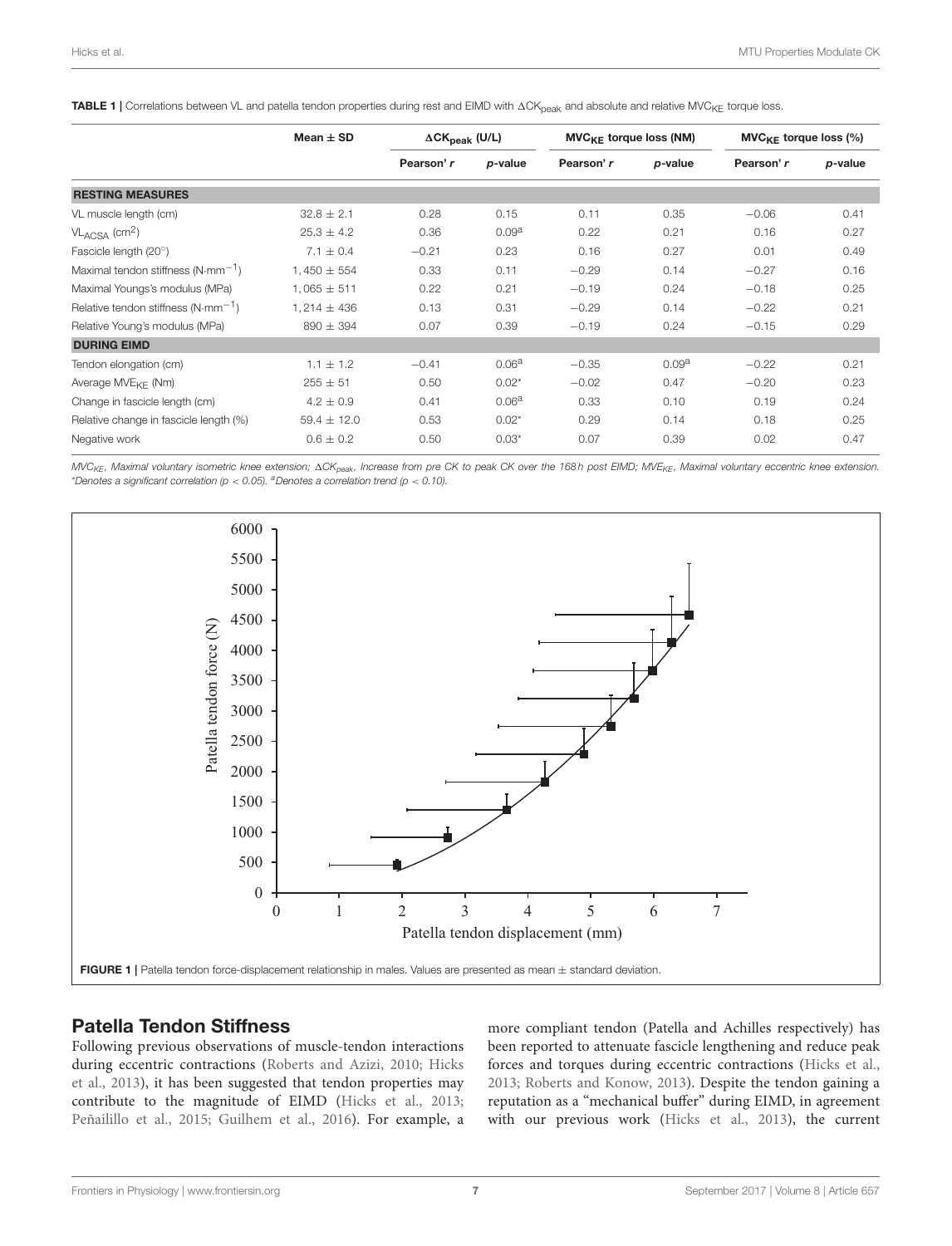**TABLE 1 |** Correlations between VL and patella tendon properties during rest and EIMD with $\Delta CK_{peak}$ and absolute and relative $MVC_{KE}$ torque loss.

| | Mean ± SD | $\Delta CK_{peak}$ (U/L) | | $MVC_{KE}$ torque loss (NM) | | $MVC_{KE}$ torque loss (%) | |
|---|---|---|---|---|---|---|---|
| | | Pearson' *r* | *p*-value | Pearson' *r* | *p*-value | Pearson' *r* | *p*-value |
| **RESTING MEASURES** | | | | | | | |
| VL muscle length (cm) | 32.8 ± 2.1 | 0.28 | 0.15 | 0.11 | 0.35 | −0.06 | 0.41 |
| $VL_{ACSA}$ ($cm^2$) | 25.3 ± 4.2 | 0.36 | 0.09[a] | 0.22 | 0.21 | 0.16 | 0.27 |
| Fascicle length (20°) | 7.1 ± 0.4 | −0.21 | 0.23 | 0.16 | 0.27 | 0.01 | 0.49 |
| Maximal tendon stiffness ($N \cdot mm^{-1}$) | 1,450 ± 554 | 0.33 | 0.11 | −0.29 | 0.14 | −0.27 | 0.16 |
| Maximal Youngs's modulus (MPa) | 1,065 ± 511 | 0.22 | 0.21 | −0.19 | 0.24 | −0.18 | 0.25 |
| Relative tendon stiffness ($N \cdot mm^{-1}$) | 1,214 ± 436 | 0.13 | 0.31 | −0.29 | 0.14 | −0.22 | 0.21 |
| Relative Young's modulus (MPa) | 890 ± 394 | 0.07 | 0.39 | −0.19 | 0.24 | −0.15 | 0.29 |
| **DURING EIMD** | | | | | | | |
| Tendon elongation (cm) | 1.1 ± 1.2 | −0.41 | 0.06[a] | −0.35 | 0.09[a] | −0.22 | 0.21 |
| Average $MVE_{KE}$ (Nm) | 255 ± 51 | 0.50 | 0.02* | −0.02 | 0.47 | −0.20 | 0.23 |
| Change in fascicle length (cm) | 4.2 ± 0.9 | 0.41 | 0.06[a] | 0.33 | 0.10 | 0.19 | 0.24 |
| Relative change in fascicle length (%) | 59.4 ± 12.0 | 0.53 | 0.02* | 0.29 | 0.14 | 0.18 | 0.25 |
| Negative work | 0.6 ± 0.2 | 0.50 | 0.03* | 0.07 | 0.39 | 0.02 | 0.47 |

*$MVC_{KE}$, Maximal voluntary isometric knee extension; $\Delta CK_{peak}$, Increase from pre CK to peak CK over the 168 h post EIMD; $MVE_{KE}$, Maximal voluntary eccentric knee extension.* *\*Denotes a significant correlation ($p < 0.05$). [a]Denotes a correlation trend ($p < 0.10$).*

**FIGURE 1 |** Patella tendon force-displacement relationship in males. Values are presented as mean ± standard deviation.

## Patella Tendon Stiffness

Following previous observations of muscle-tendon interactions during eccentric contractions (Roberts and Azizi, 2010; Hicks et al., 2013), it has been suggested that tendon properties may contribute to the magnitude of EIMD (Hicks et al., 2013; Peñailillo et al., 2015; Guilhem et al., 2016). For example, a more compliant tendon (Patella and Achilles respectively) has been reported to attenuate fascicle lengthening and reduce peak forces and torques during eccentric contractions (Hicks et al., 2013; Roberts and Konow, 2013). Despite the tendon gaining a reputation as a "mechanical buffer" during EIMD, in agreement with our previous work (Hicks et al., 2013), the current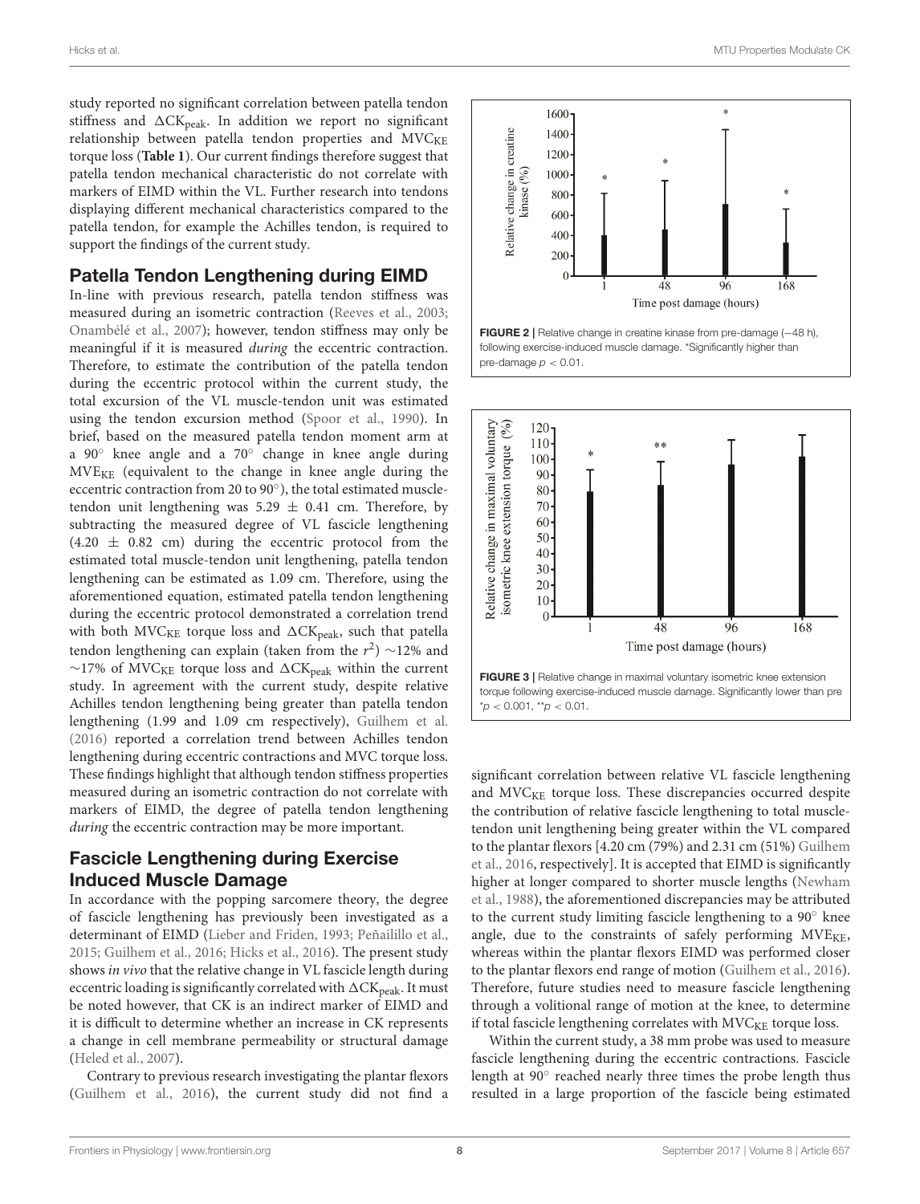study reported no significant correlation between patella tendon stiffness and $\Delta CK_{peak}$. In addition we report no significant relationship between patella tendon properties and $MVC_{KE}$ torque loss (**Table 1**). Our current findings therefore suggest that patella tendon mechanical characteristic do not correlate with markers of EIMD within the VL. Further research into tendons displaying different mechanical characteristics compared to the patella tendon, for example the Achilles tendon, is required to support the findings of the current study.

## Patella Tendon Lengthening during EIMD

In-line with previous research, patella tendon stiffness was measured during an isometric contraction (Reeves et al., 2003; Onambélé et al., 2007); however, tendon stiffness may only be meaningful if it is measured *during* the eccentric contraction. Therefore, to estimate the contribution of the patella tendon during the eccentric protocol within the current study, the total excursion of the VL muscle-tendon unit was estimated using the tendon excursion method (Spoor et al., 1990). In brief, based on the measured patella tendon moment arm at a 90° knee angle and a 70° change in knee angle during $MVE_{KE}$ (equivalent to the change in knee angle during the eccentric contraction from 20 to 90°), the total estimated muscle-tendon unit lengthening was 5.29 ± 0.41 cm. Therefore, by subtracting the measured degree of VL fascicle lengthening (4.20 ± 0.82 cm) during the eccentric protocol from the estimated total muscle-tendon unit lengthening, patella tendon lengthening can be estimated as 1.09 cm. Therefore, using the aforementioned equation, estimated patella tendon lengthening during the eccentric protocol demonstrated a correlation trend with both $MVC_{KE}$ torque loss and $\Delta CK_{peak}$, such that patella tendon lengthening can explain (taken from the $r^2$) ~12% and ~17% of $MVC_{KE}$ torque loss and $\Delta CK_{peak}$ within the current study. In agreement with the current study, despite relative Achilles tendon lengthening being greater than patella tendon lengthening (1.99 and 1.09 cm respectively), Guilhem et al. (2016) reported a correlation trend between Achilles tendon lengthening during eccentric contractions and MVC torque loss. These findings highlight that although tendon stiffness properties measured during an isometric contraction do not correlate with markers of EIMD, the degree of patella tendon lengthening *during* the eccentric contraction may be more important.

## Fascicle Lengthening during Exercise Induced Muscle Damage

In accordance with the popping sarcomere theory, the degree of fascicle lengthening has previously been investigated as a determinant of EIMD (Lieber and Friden, 1993; Peñailillo et al., 2015; Guilhem et al., 2016; Hicks et al., 2016). The present study shows *in vivo* that the relative change in VL fascicle length during eccentric loading is significantly correlated with $\Delta CK_{peak}$. It must be noted however, that CK is an indirect marker of EIMD and it is difficult to determine whether an increase in CK represents a change in cell membrane permeability or structural damage (Heled et al., 2007).

Contrary to previous research investigating the plantar flexors (Guilhem et al., 2016), the current study did not find a significant correlation between relative VL fascicle lengthening and $MVC_{KE}$ torque loss. These discrepancies occurred despite the contribution of relative fascicle lengthening to total muscle-tendon unit lengthening being greater within the VL compared to the plantar flexors [4.20 cm (79%) and 2.31 cm (51%) Guilhem et al., 2016, respectively]. It is accepted that EIMD is significantly higher at longer compared to shorter muscle lengths (Newham et al., 1988), the aforementioned discrepancies may be attributed to the current study limiting fascicle lengthening to a 90° knee angle, due to the constraints of safely performing $MVE_{KE}$, whereas within the plantar flexors EIMD was performed closer to the plantar flexors end range of motion (Guilhem et al., 2016). Therefore, future studies need to measure fascicle lengthening through a volitional range of motion at the knee, to determine if total fascicle lengthening correlates with $MVC_{KE}$ torque loss.

Within the current study, a 38 mm probe was used to measure fascicle lengthening during the eccentric contractions. Fascicle length at 90° reached nearly three times the probe length thus resulted in a large proportion of the fascicle being estimated

**FIGURE 2** | Relative change in creatine kinase from pre-damage (−48 h), following exercise-induced muscle damage. *Significantly higher than pre-damage $p < 0.01$.

**FIGURE 3** | Relative change in maximal voluntary isometric knee extension torque following exercise-induced muscle damage. Significantly lower than pre *$p < 0.001$, **$p < 0.01$.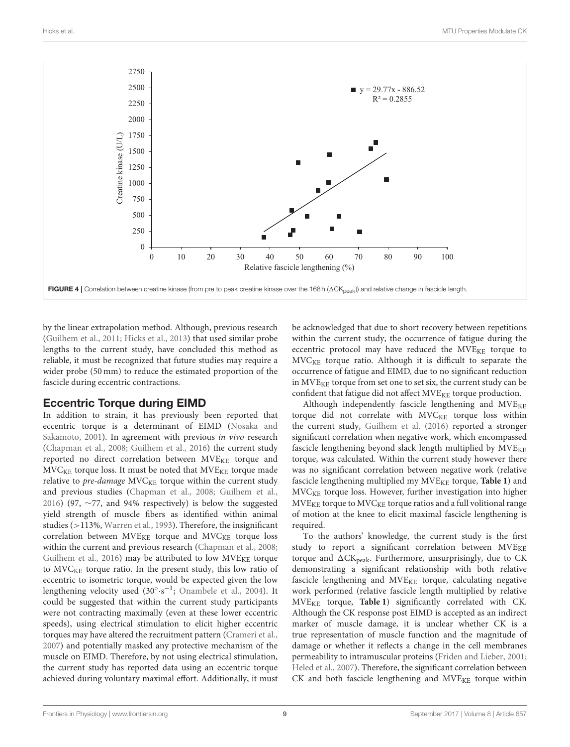FIGURE 4 | Correlation between creatine kinase (from pre to peak creatine kinase over the 168 h ($\Delta CK_{peak}$)) and relative change in fascicle length.

by the linear extrapolation method. Although, previous research (Guilhem et al., 2011; Hicks et al., 2013) that used similar probe lengths to the current study, have concluded this method as reliable, it must be recognized that future studies may require a wider probe (50 mm) to reduce the estimated proportion of the fascicle during eccentric contractions.

## Eccentric Torque during EIMD

In addition to strain, it has previously been reported that eccentric torque is a determinant of EIMD (Nosaka and Sakamoto, 2001). In agreement with previous *in vivo* research (Chapman et al., 2008; Guilhem et al., 2016) the current study reported no direct correlation between $MVE_{KE}$ torque and $MVC_{KE}$ torque loss. It must be noted that $MVE_{KE}$ torque made relative to *pre-damage* $MVC_{KE}$ torque within the current study and previous studies (Chapman et al., 2008; Guilhem et al., 2016) (97, ~77, and 94% respectively) is below the suggested yield strength of muscle fibers as identified within animal studies (>113%, Warren et al., 1993). Therefore, the insignificant correlation between $MVE_{KE}$ torque and $MVC_{KE}$ torque loss within the current and previous research (Chapman et al., 2008; Guilhem et al., 2016) may be attributed to low $MVE_{KE}$ torque to $MVC_{KE}$ torque ratio. In the present study, this low ratio of eccentric to isometric torque, would be expected given the low lengthening velocity used ($30°\cdot s^{-1}$; Onambele et al., 2004). It could be suggested that within the current study participants were not contracting maximally (even at these lower eccentric speeds), using electrical stimulation to elicit higher eccentric torques may have altered the recruitment pattern (Crameri et al., 2007) and potentially masked any protective mechanism of the muscle on EIMD. Therefore, by not using electrical stimulation, the current study has reported data using an eccentric torque achieved during voluntary maximal effort. Additionally, it must be acknowledged that due to short recovery between repetitions within the current study, the occurrence of fatigue during the eccentric protocol may have reduced the $MVE_{KE}$ torque to $MVC_{KE}$ torque ratio. Although it is difficult to separate the occurrence of fatigue and EIMD, due to no significant reduction in $MVE_{KE}$ torque from set one to set six, the current study can be confident that fatigue did not affect $MVE_{KE}$ torque production.

Although independently fascicle lengthening and $MVE_{KE}$ torque did not correlate with $MVC_{KE}$ torque loss within the current study, Guilhem et al. (2016) reported a stronger significant correlation when negative work, which encompassed fascicle lengthening beyond slack length multiplied by $MVE_{KE}$ torque, was calculated. Within the current study however there was no significant correlation between negative work (relative fascicle lengthening multiplied my $MVE_{KE}$ torque, **Table 1**) and $MVC_{KE}$ torque loss. However, further investigation into higher $MVE_{KE}$ torque to $MVC_{KE}$ torque ratios and a full volitional range of motion at the knee to elicit maximal fascicle lengthening is required.

To the authors' knowledge, the current study is the first study to report a significant correlation between $MVE_{KE}$ torque and $\Delta CK_{peak}$. Furthermore, unsurprisingly, due to CK demonstrating a significant relationship with both relative fascicle lengthening and $MVE_{KE}$ torque, calculating negative work performed (relative fascicle length multiplied by relative $MVE_{KE}$ torque, **Table 1**) significantly correlated with CK. Although the CK response post EIMD is accepted as an indirect marker of muscle damage, it is unclear whether CK is a true representation of muscle function and the magnitude of damage or whether it reflects a change in the cell membranes permeability to intramuscular proteins (Friden and Lieber, 2001; Heled et al., 2007). Therefore, the significant correlation between CK and both fascicle lengthening and $MVE_{KE}$ torque within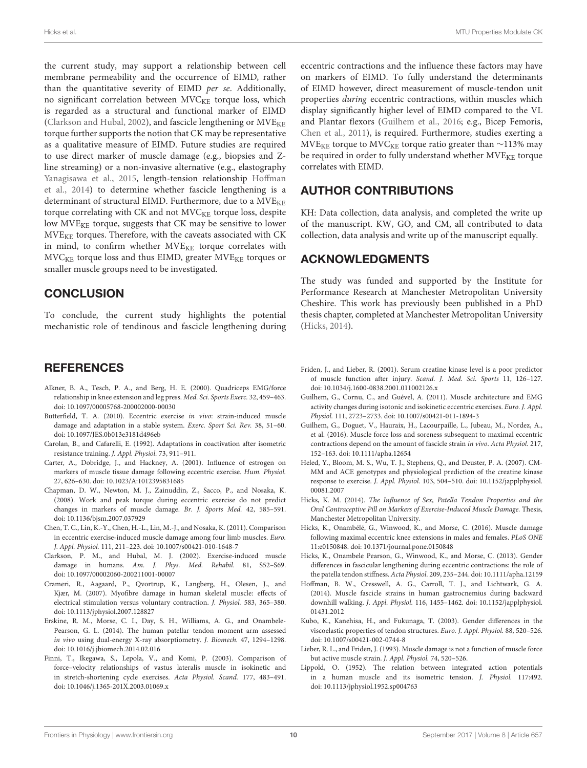the current study, may support a relationship between cell membrane permeability and the occurrence of EIMD, rather than the quantitative severity of EIMD *per se*. Additionally, no significant correlation between $MVC_{KE}$ torque loss, which is regarded as a structural and functional marker of EIMD (Clarkson and Hubal, 2002), and fascicle lengthening or $MVE_{KE}$ torque further supports the notion that CK may be representative as a qualitative measure of EIMD. Future studies are required to use direct marker of muscle damage (e.g., biopsies and Z-line streaming) or a non-invasive alternative (e.g., elastography Yanagisawa et al., 2015, length-tension relationship Hoffman et al., 2014) to determine whether fascicle lengthening is a determinant of structural EIMD. Furthermore, due to a $MVE_{KE}$ torque correlating with CK and not $MVC_{KE}$ torque loss, despite low $MVE_{KE}$ torque, suggests that CK may be sensitive to lower $MVE_{KE}$ torques. Therefore, with the caveats associated with CK in mind, to confirm whether $MVE_{KE}$ torque correlates with $MVC_{KE}$ torque loss and thus EIMD, greater $MVE_{KE}$ torques or smaller muscle groups need to be investigated.

## CONCLUSION

To conclude, the current study highlights the potential mechanistic role of tendinous and fascicle lengthening during eccentric contractions and the influence these factors may have on markers of EIMD. To fully understand the determinants of EIMD however, direct measurement of muscle-tendon unit properties *during* eccentric contractions, within muscles which display significantly higher level of EIMD compared to the VL and Plantar flexors (Guilhem et al., 2016; e.g., Bicep Femoris, Chen et al., 2011), is required. Furthermore, studies exerting a $MVE_{KE}$ torque to $MVC_{KE}$ torque ratio greater than ~113% may be required in order to fully understand whether $MVE_{KE}$ torque correlates with EIMD.

## AUTHOR CONTRIBUTIONS

KH: Data collection, data analysis, and completed the write up of the manuscript. KW, GO, and CM, all contributed to data collection, data analysis and write up of the manuscript equally.

## ACKNOWLEDGMENTS

The study was funded and supported by the Institute for Performance Research at Manchester Metropolitan University Cheshire. This work has previously been published in a PhD thesis chapter, completed at Manchester Metropolitan University (Hicks, 2014).

## REFERENCES

Alkner, B. A., Tesch, P. A., and Berg, H. E. (2000). Quadriceps EMG/force relationship in knee extension and leg press. *Med. Sci. Sports Exerc.* 32, 459–463. doi: 10.1097/00005768-200002000-00030

Butterfield, T. A. (2010). Eccentric exercise *in vivo*: strain-induced muscle damage and adaptation in a stable system. *Exerc. Sport Sci. Rev.* 38, 51–60. doi: 10.1097/JES.0b013e3181d496eb

Carolan, B., and Cafarelli, E. (1992). Adaptations in coactivation after isometric resistance training. *J. Appl. Physiol.* 73, 911–911.

Carter, A., Dobridge, J., and Hackney, A. (2001). Influence of estrogen on markers of muscle tissue damage following eccentric exercise. *Hum. Physiol.* 27, 626–630. doi: 10.1023/A:1012395831685

Chapman, D. W., Newton, M. J., Zainuddin, Z., Sacco, P., and Nosaka, K. (2008). Work and peak torque during eccentric exercise do not predict changes in markers of muscle damage. *Br. J. Sports Med.* 42, 585–591. doi: 10.1136/bjsm.2007.037929

Chen, T. C., Lin, K.-Y., Chen, H.-L., Lin, M.-J., and Nosaka, K. (2011). Comparison in eccentric exercise-induced muscle damage among four limb muscles. *Euro. J. Appl. Physiol.* 111, 211–223. doi: 10.1007/s00421-010-1648-7

Clarkson, P. M., and Hubal, M. J. (2002). Exercise-induced muscle damage in humans. *Am. J. Phys. Med. Rehabil.* 81, S52–S69. doi: 10.1097/00002060-200211001-00007

Crameri, R., Aagaard, P., Qvortrup, K., Langberg, H., Olesen, J., and Kjær, M. (2007). Myofibre damage in human skeletal muscle: effects of electrical stimulation versus voluntary contraction. *J. Physiol.* 583, 365–380. doi: 10.1113/jphysiol.2007.128827

Erskine, R. M., Morse, C. I., Day, S. H., Williams, A. G., and Onambele-Pearson, G. L. (2014). The human patellar tendon moment arm assessed *in vivo* using dual-energy X-ray absorptiometry. *J. Biomech.* 47, 1294–1298. doi: 10.1016/j.jbiomech.2014.02.016

Finni, T., Ikegawa, S., Lepola, V., and Komi, P. (2003). Comparison of force–velocity relationships of vastus lateralis muscle in isokinetic and in stretch-shortening cycle exercises. *Acta Physiol. Scand.* 177, 483–491. doi: 10.1046/j.1365-201X.2003.01069.x

Friden, J., and Lieber, R. (2001). Serum creatine kinase level is a poor predictor of muscle function after injury. *Scand. J. Med. Sci. Sports* 11, 126–127. doi: 10.1034/j.1600-0838.2001.011002126.x

Guilhem, G., Cornu, C., and Guével, A. (2011). Muscle architecture and EMG activity changes during isotonic and isokinetic eccentric exercises. *Euro. J. Appl. Physiol.* 111, 2723–2733. doi: 10.1007/s00421-011-1894-3

Guilhem, G., Doguet, V., Hauraix, H., Lacourpaille, L., Jubeau, M., Nordez, A., et al. (2016). Muscle force loss and soreness subsequent to maximal eccentric contractions depend on the amount of fascicle strain *in vivo*. *Acta Physiol.* 217, 152–163. doi: 10.1111/apha.12654

Heled, Y., Bloom, M. S., Wu, T. J., Stephens, Q., and Deuster, P. A. (2007). CM-MM and ACE genotypes and physiological prediction of the creatine kinase response to exercise. *J. Appl. Physiol.* 103, 504–510. doi: 10.1152/japplphysiol.00081.2007

Hicks, K. M. (2014). *The Influence of Sex, Patella Tendon Properties and the Oral Contraceptive Pill on Markers of Exercise-Induced Muscle Damage.* Thesis, Manchester Metropolitan University.

Hicks, K., Onambélé, G., Winwood, K., and Morse, C. (2016). Muscle damage following maximal eccentric knee extensions in males and females. *PLoS ONE* 11:e0150848. doi: 10.1371/journal.pone.0150848

Hicks, K., Onambele Pearson, G., Winwood, K., and Morse, C. (2013). Gender differences in fascicular lengthening during eccentric contractions: the role of the patella tendon stiffness. *Acta Physiol.* 209, 235–244. doi: 10.1111/apha.12159

Hoffman, B. W., Cresswell, A. G., Carroll, T. J., and Lichtwark, G. A. (2014). Muscle fascicle strains in human gastrocnemius during backward downhill walking. *J. Appl. Physiol.* 116, 1455–1462. doi: 10.1152/japplphysiol.01431.2012

Kubo, K., Kanehisa, H., and Fukunaga, T. (2003). Gender differences in the viscoelastic properties of tendon structures. *Euro. J. Appl. Physiol.* 88, 520–526. doi: 10.1007/s00421-002-0744-8

Lieber, R. L., and Friden, J. (1993). Muscle damage is not a function of muscle force but active muscle strain. *J. Appl. Physiol.* 74, 520–526.

Lippold, O. (1952). The relation between integrated action potentials in a human muscle and its isometric tension. *J. Physiol.* 117:492. doi: 10.1113/jphysiol.1952.sp004763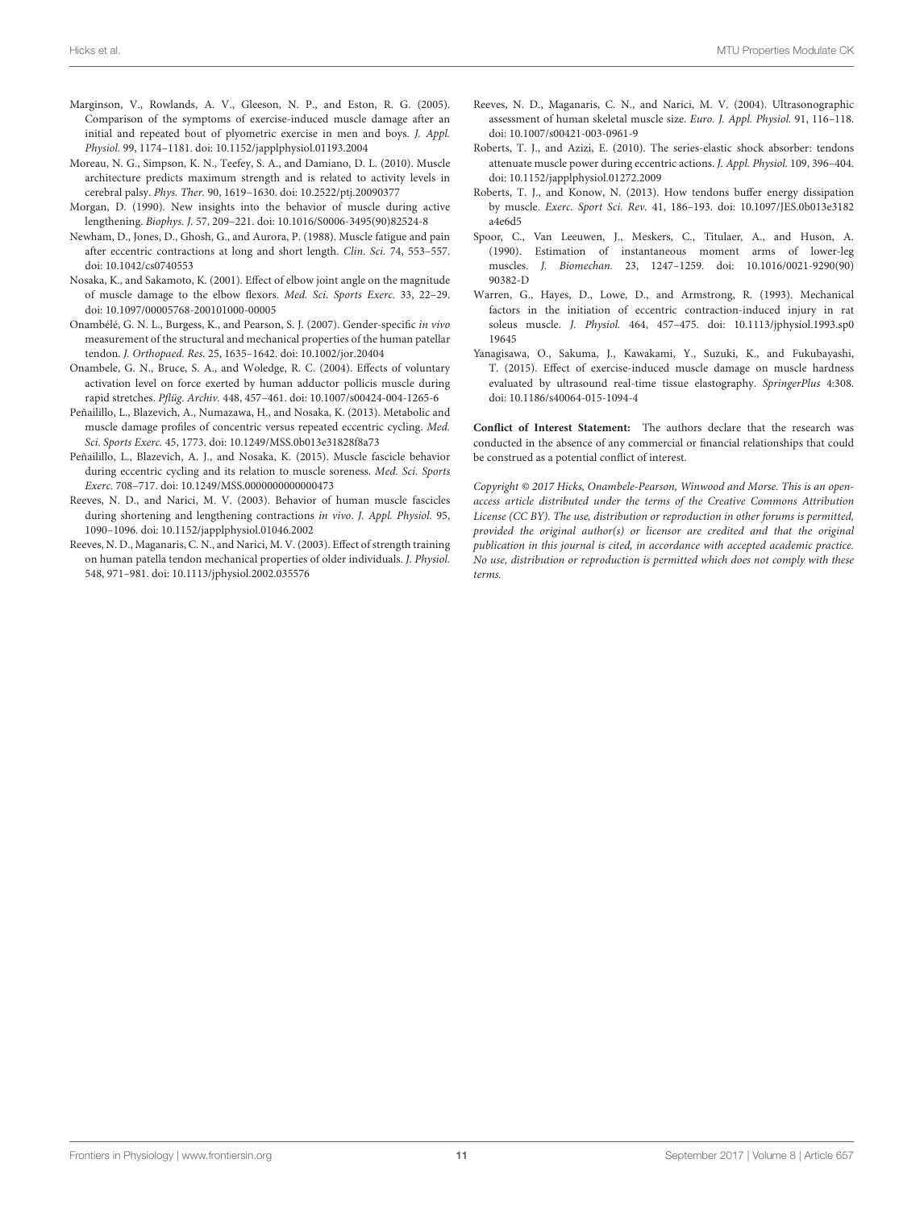Marginson, V., Rowlands, A. V., Gleeson, N. P., and Eston, R. G. (2005). Comparison of the symptoms of exercise-induced muscle damage after an initial and repeated bout of plyometric exercise in men and boys. *J. Appl. Physiol.* 99, 1174–1181. doi: 10.1152/japplphysiol.01193.2004

Moreau, N. G., Simpson, K. N., Teefey, S. A., and Damiano, D. L. (2010). Muscle architecture predicts maximum strength and is related to activity levels in cerebral palsy. *Phys. Ther.* 90, 1619–1630. doi: 10.2522/ptj.20090377

Morgan, D. (1990). New insights into the behavior of muscle during active lengthening. *Biophys. J.* 57, 209–221. doi: 10.1016/S0006-3495(90)82524-8

Newham, D., Jones, D., Ghosh, G., and Aurora, P. (1988). Muscle fatigue and pain after eccentric contractions at long and short length. *Clin. Sci.* 74, 553–557. doi: 10.1042/cs0740553

Nosaka, K., and Sakamoto, K. (2001). Effect of elbow joint angle on the magnitude of muscle damage to the elbow flexors. *Med. Sci. Sports Exerc.* 33, 22–29. doi: 10.1097/00005768-200101000-00005

Onambélé, G. N. L., Burgess, K., and Pearson, S. J. (2007). Gender-specific *in vivo* measurement of the structural and mechanical properties of the human patellar tendon. *J. Orthopaed. Res.* 25, 1635–1642. doi: 10.1002/jor.20404

Onambele, G. N., Bruce, S. A., and Woledge, R. C. (2004). Effects of voluntary activation level on force exerted by human adductor pollicis muscle during rapid stretches. *Pflüg. Archiv.* 448, 457–461. doi: 10.1007/s00424-004-1265-6

Peñailillo, L., Blazevich, A., Numazawa, H., and Nosaka, K. (2013). Metabolic and muscle damage profiles of concentric versus repeated eccentric cycling. *Med. Sci. Sports Exerc.* 45, 1773. doi: 10.1249/MSS.0b013e31828f8a73

Peñailillo, L., Blazevich, A. J., and Nosaka, K. (2015). Muscle fascicle behavior during eccentric cycling and its relation to muscle soreness. *Med. Sci. Sports Exerc.* 708–717. doi: 10.1249/MSS.0000000000000473

Reeves, N. D., and Narici, M. V. (2003). Behavior of human muscle fascicles during shortening and lengthening contractions *in vivo*. *J. Appl. Physiol.* 95, 1090–1096. doi: 10.1152/japplphysiol.01046.2002

Reeves, N. D., Maganaris, C. N., and Narici, M. V. (2003). Effect of strength training on human patella tendon mechanical properties of older individuals. *J. Physiol.* 548, 971–981. doi: 10.1113/jphysiol.2002.035576

Reeves, N. D., Maganaris, C. N., and Narici, M. V. (2004). Ultrasonographic assessment of human skeletal muscle size. *Euro. J. Appl. Physiol.* 91, 116–118. doi: 10.1007/s00421-003-0961-9

Roberts, T. J., and Azizi, E. (2010). The series-elastic shock absorber: tendons attenuate muscle power during eccentric actions. *J. Appl. Physiol.* 109, 396–404. doi: 10.1152/japplphysiol.01272.2009

Roberts, T. J., and Konow, N. (2013). How tendons buffer energy dissipation by muscle. *Exerc. Sport Sci. Rev.* 41, 186–193. doi: 10.1097/JES.0b013e3182a4e6d5

Spoor, C., Van Leeuwen, J., Meskers, C., Titulaer, A., and Huson, A. (1990). Estimation of instantaneous moment arms of lower-leg muscles. *J. Biomechan.* 23, 1247–1259. doi: 10.1016/0021-9290(90)90382-D

Warren, G., Hayes, D., Lowe, D., and Armstrong, R. (1993). Mechanical factors in the initiation of eccentric contraction-induced injury in rat soleus muscle. *J. Physiol.* 464, 457–475. doi: 10.1113/jphysiol.1993.sp019645

Yanagisawa, O., Sakuma, J., Kawakami, Y., Suzuki, K., and Fukubayashi, T. (2015). Effect of exercise-induced muscle damage on muscle hardness evaluated by ultrasound real-time tissue elastography. *SpringerPlus* 4:308. doi: 10.1186/s40064-015-1094-4

**Conflict of Interest Statement:** The authors declare that the research was conducted in the absence of any commercial or financial relationships that could be construed as a potential conflict of interest.

*Copyright © 2017 Hicks, Onambele-Pearson, Winwood and Morse. This is an open-access article distributed under the terms of the Creative Commons Attribution License (CC BY). The use, distribution or reproduction in other forums is permitted, provided the original author(s) or licensor are credited and that the original publication in this journal is cited, in accordance with accepted academic practice. No use, distribution or reproduction is permitted which does not comply with these terms.*